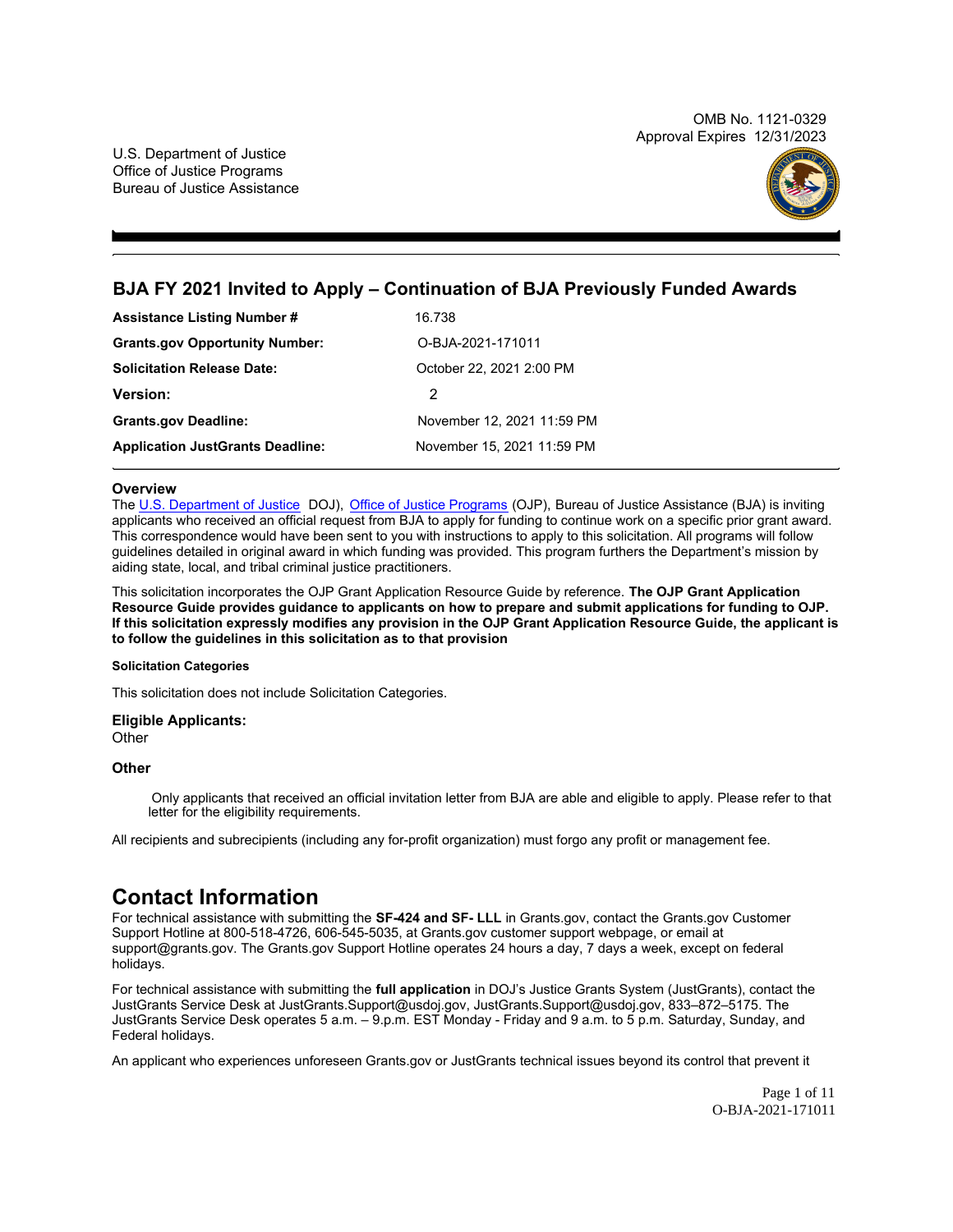OMB No. 1121-0329
Approval Expires 12/31/2023

U.S. Department of Justice
Office of Justice Programs
Bureau of Justice Assistance

## BJA FY 2021 Invited to Apply – Continuation of BJA Previously Funded Awards

| | |
|---|---|
| **Assistance Listing Number #** | 16.738 |
| **Grants.gov Opportunity Number:** | O-BJA-2021-171011 |
| **Solicitation Release Date:** | October 22, 2021 2:00 PM |
| **Version:** | 2 |
| **Grants.gov Deadline:** | November 12, 2021 11:59 PM |
| **Application JustGrants Deadline:** | November 15, 2021 11:59 PM |

### Overview

The U.S. Department of Justice DOJ), Office of Justice Programs (OJP), Bureau of Justice Assistance (BJA) is inviting applicants who received an official request from BJA to apply for funding to continue work on a specific prior grant award. This correspondence would have been sent to you with instructions to apply to this solicitation. All programs will follow guidelines detailed in original award in which funding was provided. This program furthers the Department's mission by aiding state, local, and tribal criminal justice practitioners.

This solicitation incorporates the OJP Grant Application Resource Guide by reference. **The OJP Grant Application Resource Guide provides guidance to applicants on how to prepare and submit applications for funding to OJP. If this solicitation expressly modifies any provision in the OJP Grant Application Resource Guide, the applicant is to follow the guidelines in this solicitation as to that provision**

#### Solicitation Categories

This solicitation does not include Solicitation Categories.

### Eligible Applicants:

Other

### Other

Only applicants that received an official invitation letter from BJA are able and eligible to apply. Please refer to that letter for the eligibility requirements.

All recipients and subrecipients (including any for-profit organization) must forgo any profit or management fee.

# Contact Information

For technical assistance with submitting the **SF-424 and SF- LLL** in Grants.gov, contact the Grants.gov Customer Support Hotline at 800-518-4726, 606-545-5035, at Grants.gov customer support webpage, or email at support@grants.gov. The Grants.gov Support Hotline operates 24 hours a day, 7 days a week, except on federal holidays.

For technical assistance with submitting the **full application** in DOJ's Justice Grants System (JustGrants), contact the JustGrants Service Desk at JustGrants.Support@usdoj.gov, JustGrants.Support@usdoj.gov, 833–872–5175. The JustGrants Service Desk operates 5 a.m. – 9.p.m. EST Monday - Friday and 9 a.m. to 5 p.m. Saturday, Sunday, and Federal holidays.

An applicant who experiences unforeseen Grants.gov or JustGrants technical issues beyond its control that prevent it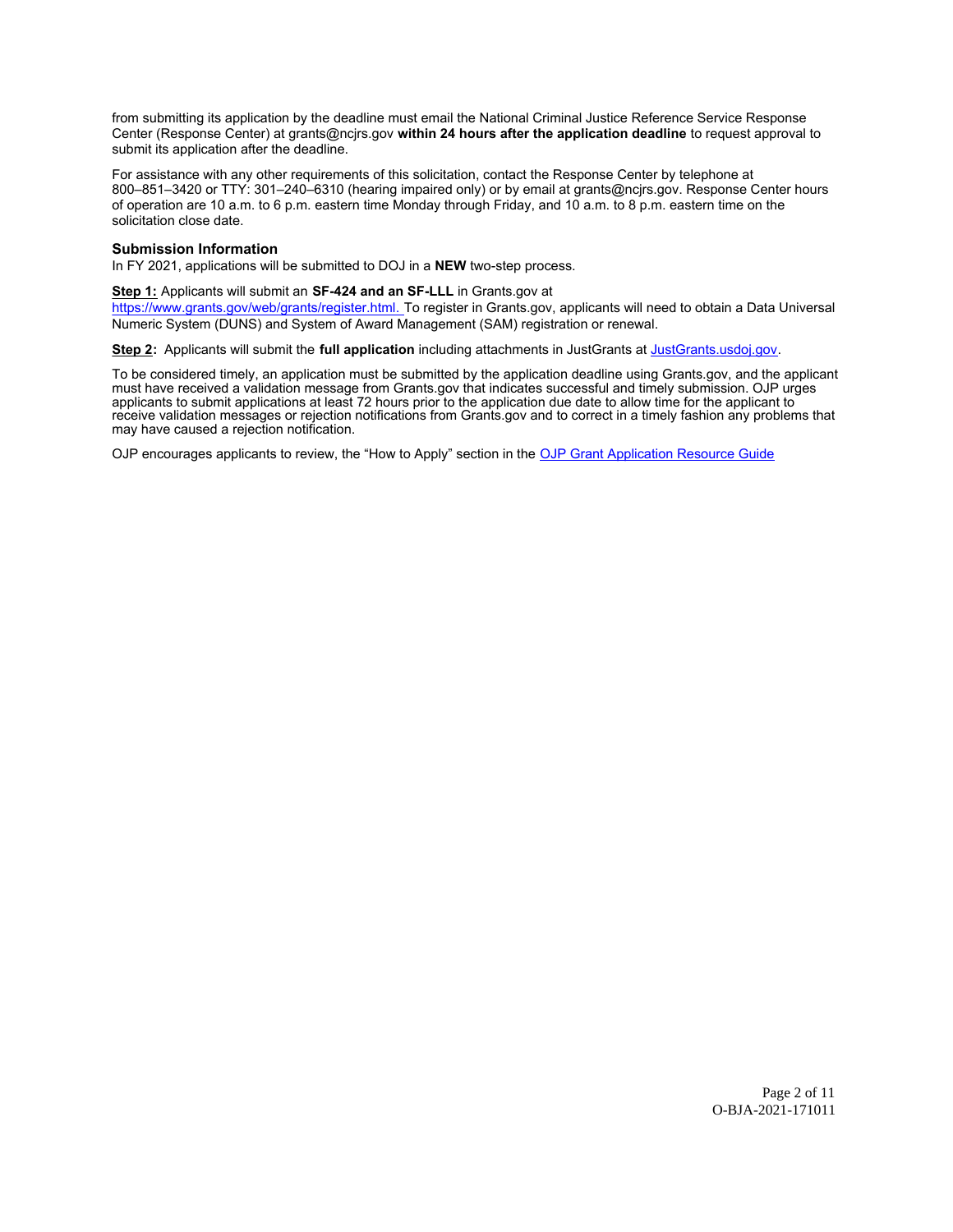from submitting its application by the deadline must email the National Criminal Justice Reference Service Response Center (Response Center) at grants@ncjrs.gov **within 24 hours after the application deadline** to request approval to submit its application after the deadline.

For assistance with any other requirements of this solicitation, contact the Response Center by telephone at 800–851–3420 or TTY: 301–240–6310 (hearing impaired only) or by email at grants@ncjrs.gov. Response Center hours of operation are 10 a.m. to 6 p.m. eastern time Monday through Friday, and 10 a.m. to 8 p.m. eastern time on the solicitation close date.

### Submission Information

In FY 2021, applications will be submitted to DOJ in a **NEW** two-step process.

**Step 1:** Applicants will submit an **SF-424 and an SF-LLL** in Grants.gov at https://www.grants.gov/web/grants/register.html. To register in Grants.gov, applicants will need to obtain a Data Universal Numeric System (DUNS) and System of Award Management (SAM) registration or renewal.

**Step 2:** Applicants will submit the **full application** including attachments in JustGrants at JustGrants.usdoj.gov.

To be considered timely, an application must be submitted by the application deadline using Grants.gov, and the applicant must have received a validation message from Grants.gov that indicates successful and timely submission. OJP urges applicants to submit applications at least 72 hours prior to the application due date to allow time for the applicant to receive validation messages or rejection notifications from Grants.gov and to correct in a timely fashion any problems that may have caused a rejection notification.

OJP encourages applicants to review, the "How to Apply" section in the OJP Grant Application Resource Guide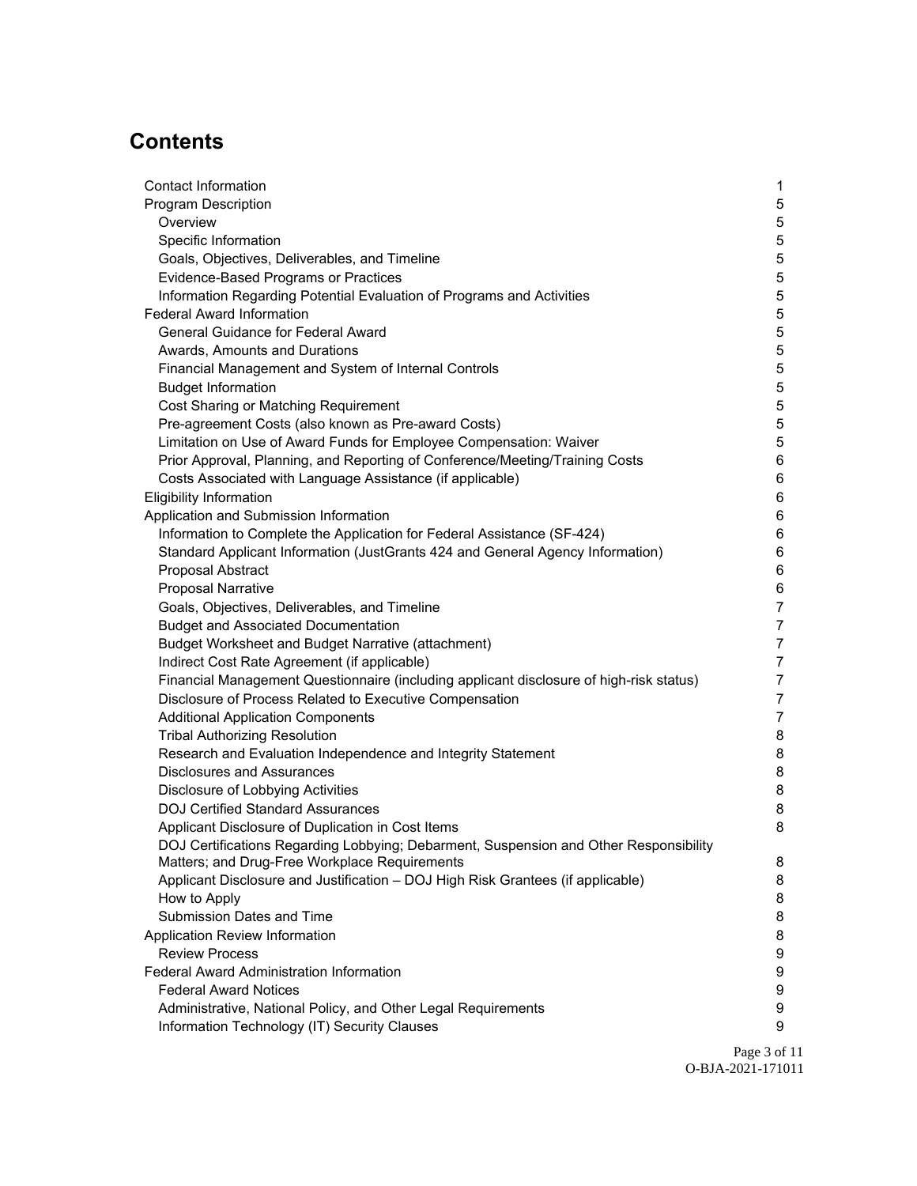# Contents

- Contact Information 1
- Program Description 5
  - Overview 5
  - Specific Information 5
  - Goals, Objectives, Deliverables, and Timeline 5
  - Evidence-Based Programs or Practices 5
  - Information Regarding Potential Evaluation of Programs and Activities 5
- Federal Award Information 5
  - General Guidance for Federal Award 5
  - Awards, Amounts and Durations 5
  - Financial Management and System of Internal Controls 5
  - Budget Information 5
  - Cost Sharing or Matching Requirement 5
  - Pre-agreement Costs (also known as Pre-award Costs) 5
  - Limitation on Use of Award Funds for Employee Compensation: Waiver 5
  - Prior Approval, Planning, and Reporting of Conference/Meeting/Training Costs 6
  - Costs Associated with Language Assistance (if applicable) 6
- Eligibility Information 6
- Application and Submission Information 6
  - Information to Complete the Application for Federal Assistance (SF-424) 6
  - Standard Applicant Information (JustGrants 424 and General Agency Information) 6
  - Proposal Abstract 6
  - Proposal Narrative 6
  - Goals, Objectives, Deliverables, and Timeline 7
  - Budget and Associated Documentation 7
  - Budget Worksheet and Budget Narrative (attachment) 7
  - Indirect Cost Rate Agreement (if applicable) 7
  - Financial Management Questionnaire (including applicant disclosure of high-risk status) 7
  - Disclosure of Process Related to Executive Compensation 7
  - Additional Application Components 7
  - Tribal Authorizing Resolution 8
  - Research and Evaluation Independence and Integrity Statement 8
  - Disclosures and Assurances 8
  - Disclosure of Lobbying Activities 8
  - DOJ Certified Standard Assurances 8
  - Applicant Disclosure of Duplication in Cost Items 8
  - DOJ Certifications Regarding Lobbying; Debarment, Suspension and Other Responsibility Matters; and Drug-Free Workplace Requirements 8
  - Applicant Disclosure and Justification – DOJ High Risk Grantees (if applicable) 8
  - How to Apply 8
  - Submission Dates and Time 8
- Application Review Information 8
  - Review Process 9
- Federal Award Administration Information 9
  - Federal Award Notices 9
  - Administrative, National Policy, and Other Legal Requirements 9
  - Information Technology (IT) Security Clauses 9

O-BJA-2021-171011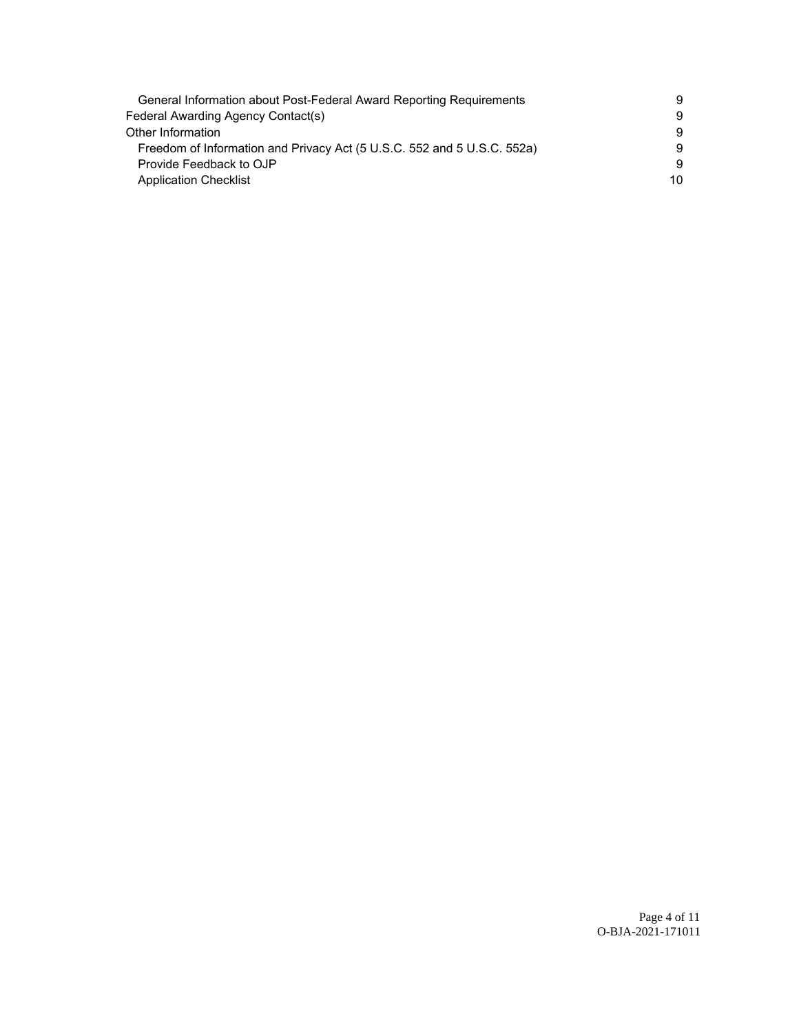- General Information about Post-Federal Award Reporting Requirements 9
- Federal Awarding Agency Contact(s) 9
- Other Information 9
  - Freedom of Information and Privacy Act (5 U.S.C. 552 and 5 U.S.C. 552a) 9
  - Provide Feedback to OJP 9
  - Application Checklist 10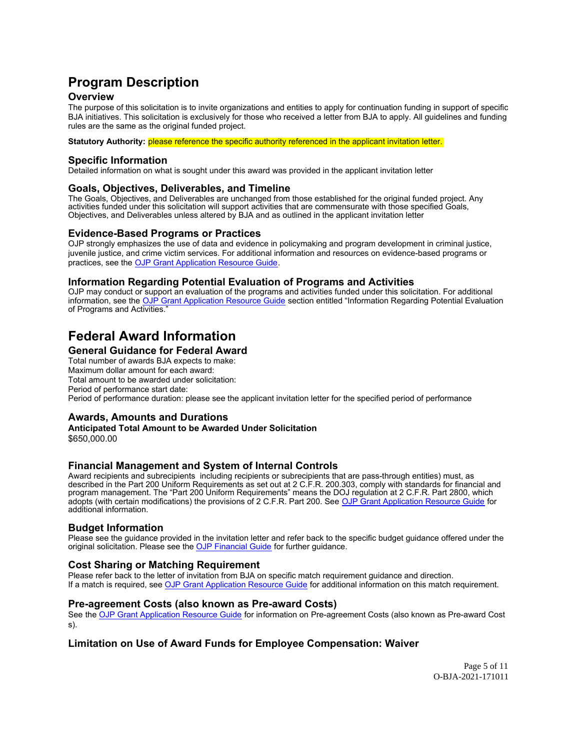# Program Description

## Overview

The purpose of this solicitation is to invite organizations and entities to apply for continuation funding in support of specific BJA initiatives. This solicitation is exclusively for those who received a letter from BJA to apply. All guidelines and funding rules are the same as the original funded project.

**Statutory Authority:** please reference the specific authority referenced in the applicant invitation letter.

### Specific Information

Detailed information on what is sought under this award was provided in the applicant invitation letter

### Goals, Objectives, Deliverables, and Timeline

The Goals, Objectives, and Deliverables are unchanged from those established for the original funded project. Any activities funded under this solicitation will support activities that are commensurate with those specified Goals, Objectives, and Deliverables unless altered by BJA and as outlined in the applicant invitation letter

### Evidence-Based Programs or Practices

OJP strongly emphasizes the use of data and evidence in policymaking and program development in criminal justice, juvenile justice, and crime victim services. For additional information and resources on evidence-based programs or practices, see the OJP Grant Application Resource Guide.

### Information Regarding Potential Evaluation of Programs and Activities

OJP may conduct or support an evaluation of the programs and activities funded under this solicitation. For additional information, see the OJP Grant Application Resource Guide section entitled "Information Regarding Potential Evaluation of Programs and Activities."

# Federal Award Information

## General Guidance for Federal Award

Total number of awards BJA expects to make:
Maximum dollar amount for each award:
Total amount to be awarded under solicitation:
Period of performance start date:
Period of performance duration: please see the applicant invitation letter for the specified period of performance

### Awards, Amounts and Durations

**Anticipated Total Amount to be Awarded Under Solicitation**

$650,000.00

### Financial Management and System of Internal Controls

Award recipients and subrecipients including recipients or subrecipients that are pass-through entities) must, as described in the Part 200 Uniform Requirements as set out at 2 C.F.R. 200.303, comply with standards for financial and program management. The "Part 200 Uniform Requirements" means the DOJ regulation at 2 C.F.R. Part 2800, which adopts (with certain modifications) the provisions of 2 C.F.R. Part 200. See OJP Grant Application Resource Guide for additional information.

### Budget Information

Please see the guidance provided in the invitation letter and refer back to the specific budget guidance offered under the original solicitation. Please see the OJP Financial Guide for further guidance.

### Cost Sharing or Matching Requirement

Please refer back to the letter of invitation from BJA on specific match requirement guidance and direction.
If a match is required, see OJP Grant Application Resource Guide for additional information on this match requirement.

### Pre-agreement Costs (also known as Pre-award Costs)

See the OJP Grant Application Resource Guide for information on Pre-agreement Costs (also known as Pre-award Cost s).

### Limitation on Use of Award Funds for Employee Compensation: Waiver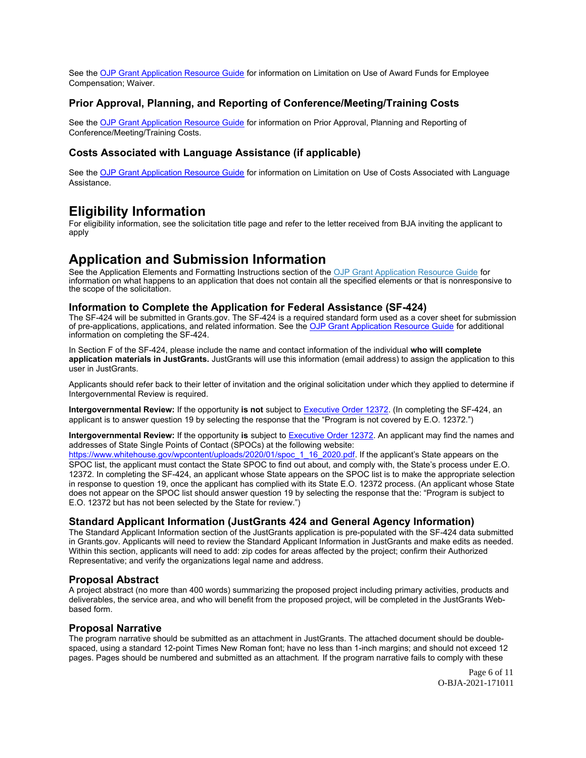See the [OJP Grant Application Resource Guide](#) for information on Limitation on Use of Award Funds for Employee Compensation; Waiver.

### Prior Approval, Planning, and Reporting of Conference/Meeting/Training Costs

See the OJP Grant Application Resource Guide for information on Prior Approval, Planning and Reporting of Conference/Meeting/Training Costs.

### Costs Associated with Language Assistance (if applicable)

See the OJP Grant Application Resource Guide for information on Limitation on Use of Costs Associated with Language Assistance.

## Eligibility Information

For eligibility information, see the solicitation title page and refer to the letter received from BJA inviting the applicant to apply

## Application and Submission Information

See the Application Elements and Formatting Instructions section of the OJP Grant Application Resource Guide for information on what happens to an application that does not contain all the specified elements or that is nonresponsive to the scope of the solicitation.

### Information to Complete the Application for Federal Assistance (SF-424)

The SF-424 will be submitted in Grants.gov. The SF-424 is a required standard form used as a cover sheet for submission of pre-applications, applications, and related information. See the OJP Grant Application Resource Guide for additional information on completing the SF-424.

In Section F of the SF-424, please include the name and contact information of the individual **who will complete application materials in JustGrants.** JustGrants will use this information (email address) to assign the application to this user in JustGrants.

Applicants should refer back to their letter of invitation and the original solicitation under which they applied to determine if Intergovernmental Review is required.

**Intergovernmental Review:** If the opportunity **is not** subject to Executive Order 12372. (In completing the SF-424, an applicant is to answer question 19 by selecting the response that the "Program is not covered by E.O. 12372.")

**Intergovernmental Review:** If the opportunity **is** subject to Executive Order 12372. An applicant may find the names and addresses of State Single Points of Contact (SPOCs) at the following website: https://www.whitehouse.gov/wpcontent/uploads/2020/01/spoc_1_16_2020.pdf. If the applicant's State appears on the SPOC list, the applicant must contact the State SPOC to find out about, and comply with, the State's process under E.O. 12372. In completing the SF-424, an applicant whose State appears on the SPOC list is to make the appropriate selection in response to question 19, once the applicant has complied with its State E.O. 12372 process. (An applicant whose State does not appear on the SPOC list should answer question 19 by selecting the response that the: "Program is subject to E.O. 12372 but has not been selected by the State for review.")

### Standard Applicant Information (JustGrants 424 and General Agency Information)

The Standard Applicant Information section of the JustGrants application is pre-populated with the SF-424 data submitted in Grants.gov. Applicants will need to review the Standard Applicant Information in JustGrants and make edits as needed. Within this section, applicants will need to add: zip codes for areas affected by the project; confirm their Authorized Representative; and verify the organizations legal name and address.

### Proposal Abstract

A project abstract (no more than 400 words) summarizing the proposed project including primary activities, products and deliverables, the service area, and who will benefit from the proposed project, will be completed in the JustGrants Web-based form.

### Proposal Narrative

The program narrative should be submitted as an attachment in JustGrants. The attached document should be double-spaced, using a standard 12-point Times New Roman font; have no less than 1-inch margins; and should not exceed 12 pages. Pages should be numbered and submitted as an attachment. If the program narrative fails to comply with these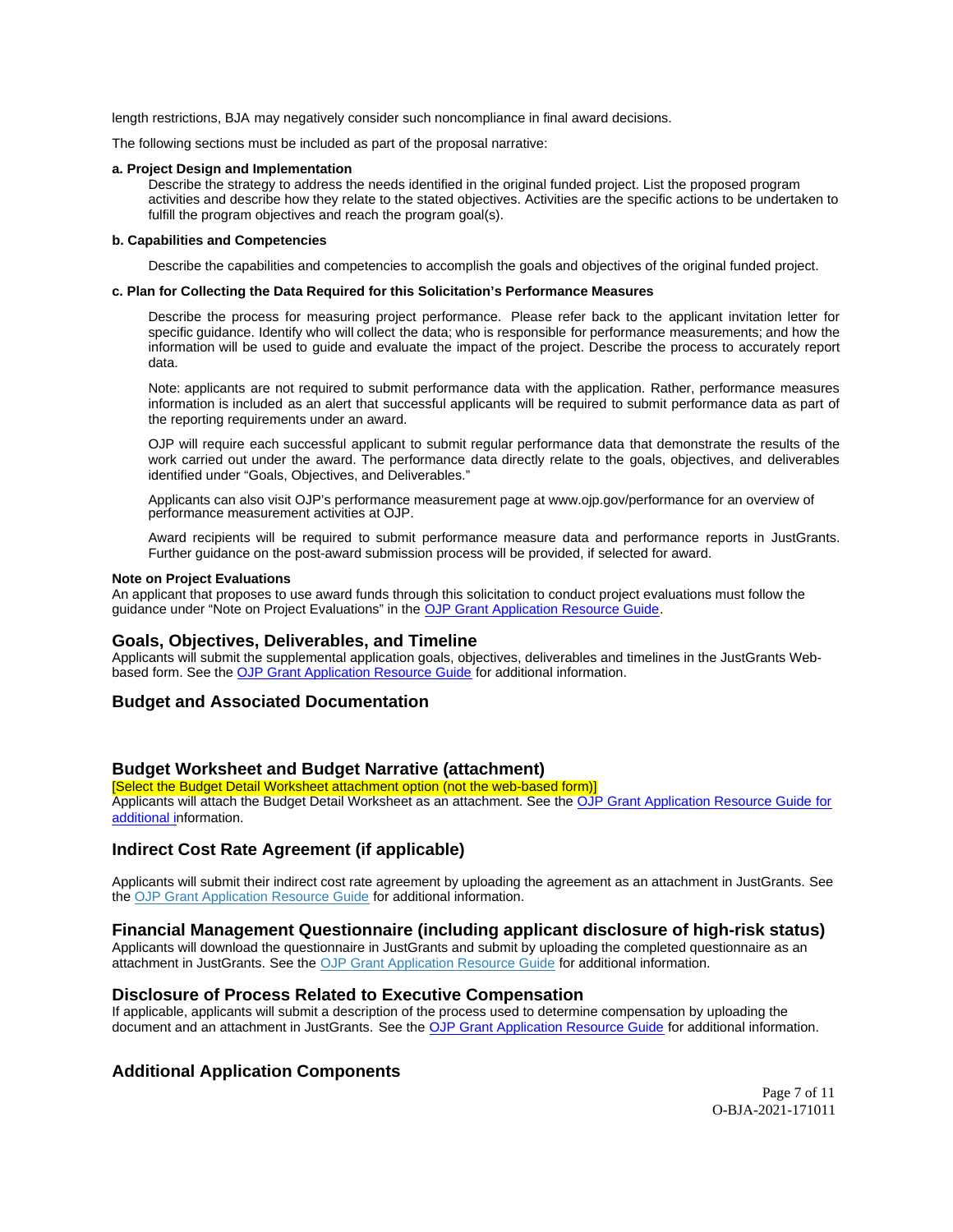length restrictions, BJA may negatively consider such noncompliance in final award decisions.

The following sections must be included as part of the proposal narrative:

**a. Project Design and Implementation**

Describe the strategy to address the needs identified in the original funded project. List the proposed program activities and describe how they relate to the stated objectives. Activities are the specific actions to be undertaken to fulfill the program objectives and reach the program goal(s).

**b. Capabilities and Competencies**

Describe the capabilities and competencies to accomplish the goals and objectives of the original funded project.

**c. Plan for Collecting the Data Required for this Solicitation's Performance Measures**

Describe the process for measuring project performance. Please refer back to the applicant invitation letter for specific guidance. Identify who will collect the data; who is responsible for performance measurements; and how the information will be used to guide and evaluate the impact of the project. Describe the process to accurately report data.

Note: applicants are not required to submit performance data with the application. Rather, performance measures information is included as an alert that successful applicants will be required to submit performance data as part of the reporting requirements under an award.

OJP will require each successful applicant to submit regular performance data that demonstrate the results of the work carried out under the award. The performance data directly relate to the goals, objectives, and deliverables identified under "Goals, Objectives, and Deliverables."

Applicants can also visit OJP's performance measurement page at www.ojp.gov/performance for an overview of performance measurement activities at OJP.

Award recipients will be required to submit performance measure data and performance reports in JustGrants. Further guidance on the post-award submission process will be provided, if selected for award.

**Note on Project Evaluations**

An applicant that proposes to use award funds through this solicitation to conduct project evaluations must follow the guidance under "Note on Project Evaluations" in the OJP Grant Application Resource Guide.

## Goals, Objectives, Deliverables, and Timeline

Applicants will submit the supplemental application goals, objectives, deliverables and timelines in the JustGrants Web-based form. See the OJP Grant Application Resource Guide for additional information.

## Budget and Associated Documentation

## Budget Worksheet and Budget Narrative (attachment)

[Select the Budget Detail Worksheet attachment option (not the web-based form)]

Applicants will attach the Budget Detail Worksheet as an attachment. See the OJP Grant Application Resource Guide for additional information.

## Indirect Cost Rate Agreement (if applicable)

Applicants will submit their indirect cost rate agreement by uploading the agreement as an attachment in JustGrants. See the OJP Grant Application Resource Guide for additional information.

## Financial Management Questionnaire (including applicant disclosure of high-risk status)

Applicants will download the questionnaire in JustGrants and submit by uploading the completed questionnaire as an attachment in JustGrants. See the OJP Grant Application Resource Guide for additional information.

## Disclosure of Process Related to Executive Compensation

If applicable, applicants will submit a description of the process used to determine compensation by uploading the document and an attachment in JustGrants. See the OJP Grant Application Resource Guide for additional information.

## Additional Application Components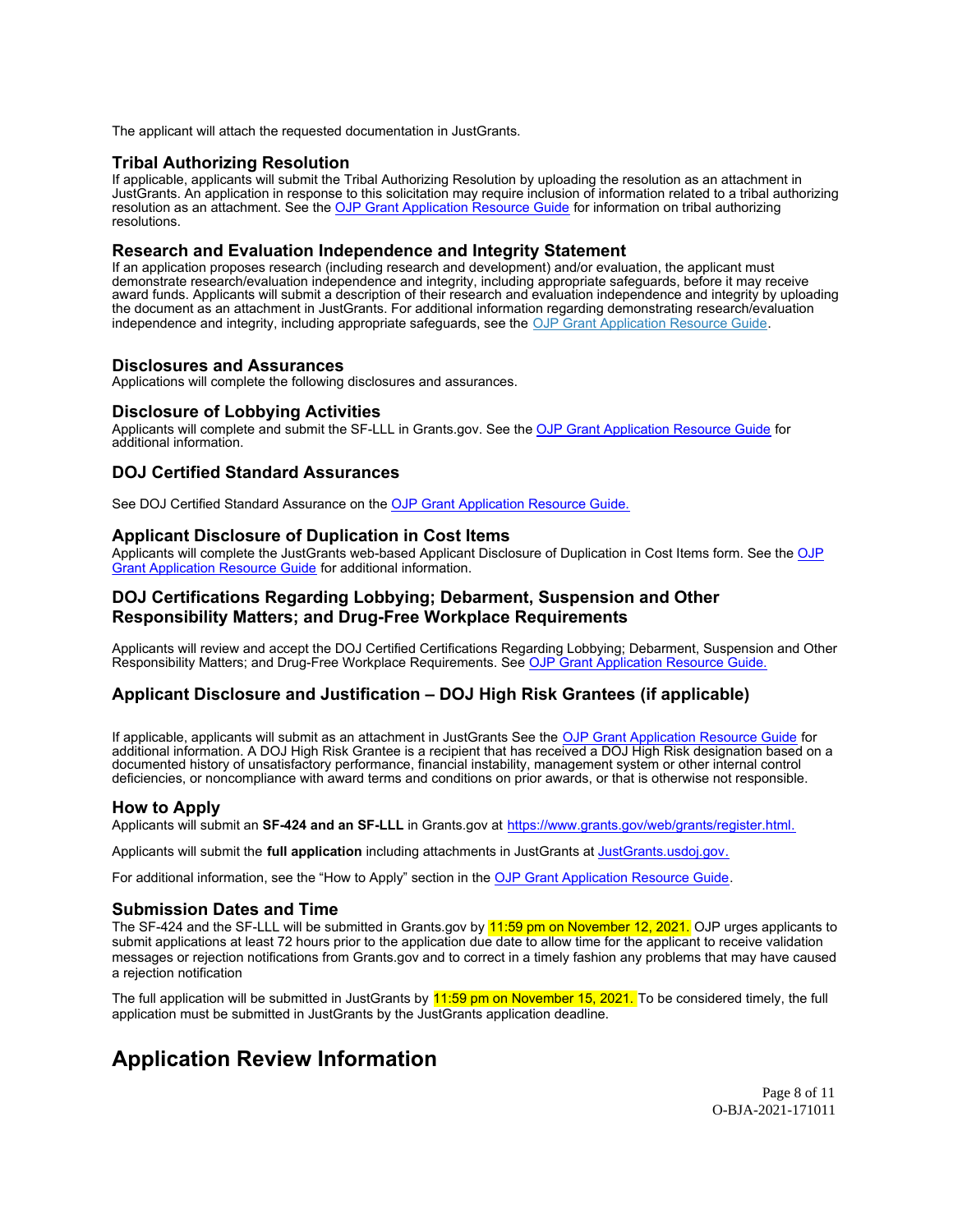The applicant will attach the requested documentation in JustGrants.

### Tribal Authorizing Resolution

If applicable, applicants will submit the Tribal Authorizing Resolution by uploading the resolution as an attachment in JustGrants. An application in response to this solicitation may require inclusion of information related to a tribal authorizing resolution as an attachment. See the OJP Grant Application Resource Guide for information on tribal authorizing resolutions.

### Research and Evaluation Independence and Integrity Statement

If an application proposes research (including research and development) and/or evaluation, the applicant must demonstrate research/evaluation independence and integrity, including appropriate safeguards, before it may receive award funds. Applicants will submit a description of their research and evaluation independence and integrity by uploading the document as an attachment in JustGrants. For additional information regarding demonstrating research/evaluation independence and integrity, including appropriate safeguards, see the OJP Grant Application Resource Guide.

### Disclosures and Assurances

Applications will complete the following disclosures and assurances.

### Disclosure of Lobbying Activities

Applicants will complete and submit the SF-LLL in Grants.gov. See the OJP Grant Application Resource Guide for additional information.

### DOJ Certified Standard Assurances

See DOJ Certified Standard Assurance on the OJP Grant Application Resource Guide.

### Applicant Disclosure of Duplication in Cost Items

Applicants will complete the JustGrants web-based Applicant Disclosure of Duplication in Cost Items form. See the OJP Grant Application Resource Guide for additional information.

### DOJ Certifications Regarding Lobbying; Debarment, Suspension and Other Responsibility Matters; and Drug-Free Workplace Requirements

Applicants will review and accept the DOJ Certified Certifications Regarding Lobbying; Debarment, Suspension and Other Responsibility Matters; and Drug-Free Workplace Requirements. See OJP Grant Application Resource Guide.

### Applicant Disclosure and Justification – DOJ High Risk Grantees (if applicable)

If applicable, applicants will submit as an attachment in JustGrants See the OJP Grant Application Resource Guide for additional information. A DOJ High Risk Grantee is a recipient that has received a DOJ High Risk designation based on a documented history of unsatisfactory performance, financial instability, management system or other internal control deficiencies, or noncompliance with award terms and conditions on prior awards, or that is otherwise not responsible.

### How to Apply

Applicants will submit an **SF-424 and an SF-LLL** in Grants.gov at https://www.grants.gov/web/grants/register.html.

Applicants will submit the **full application** including attachments in JustGrants at JustGrants.usdoj.gov.

For additional information, see the "How to Apply" section in the OJP Grant Application Resource Guide.

### Submission Dates and Time

The SF-424 and the SF-LLL will be submitted in Grants.gov by 11:59 pm on November 12, 2021. OJP urges applicants to submit applications at least 72 hours prior to the application due date to allow time for the applicant to receive validation messages or rejection notifications from Grants.gov and to correct in a timely fashion any problems that may have caused a rejection notification

The full application will be submitted in JustGrants by 11:59 pm on November 15, 2021. To be considered timely, the full application must be submitted in JustGrants by the JustGrants application deadline.

## Application Review Information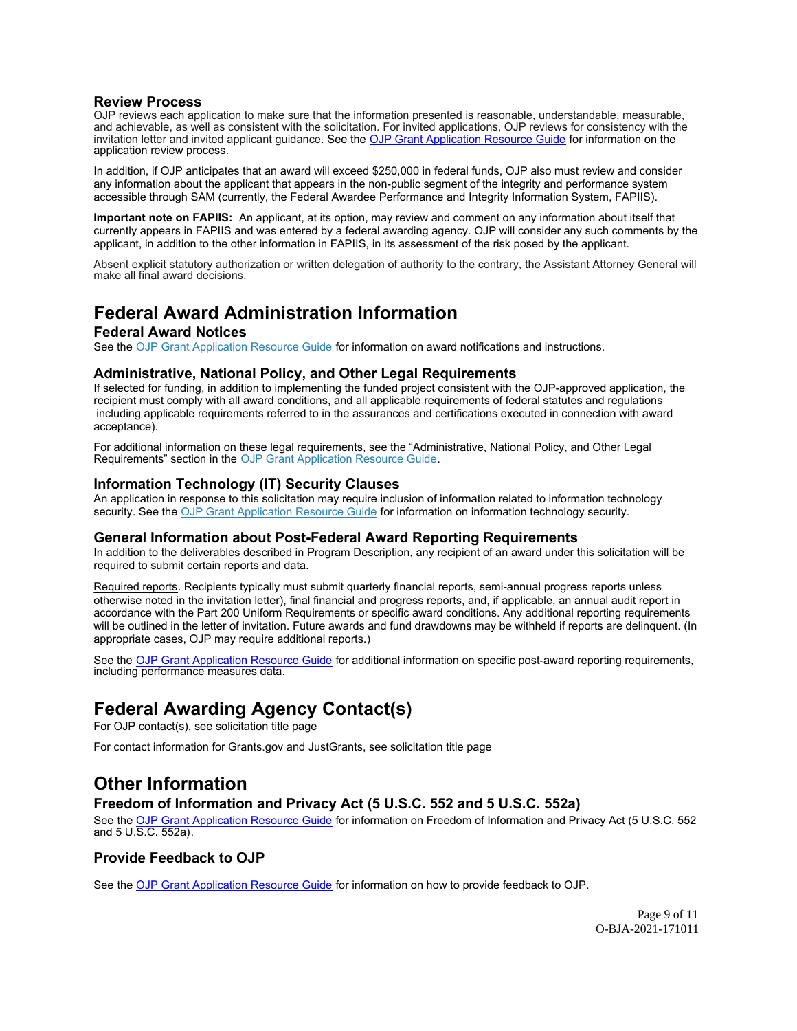### Review Process

OJP reviews each application to make sure that the information presented is reasonable, understandable, measurable, and achievable, as well as consistent with the solicitation. For invited applications, OJP reviews for consistency with the invitation letter and invited applicant guidance. See the [OJP Grant Application Resource Guide](#) for information on the application review process.

In addition, if OJP anticipates that an award will exceed $250,000 in federal funds, OJP also must review and consider any information about the applicant that appears in the non-public segment of the integrity and performance system accessible through SAM (currently, the Federal Awardee Performance and Integrity Information System, FAPIIS).

**Important note on FAPIIS:** An applicant, at its option, may review and comment on any information about itself that currently appears in FAPIIS and was entered by a federal awarding agency. OJP will consider any such comments by the applicant, in addition to the other information in FAPIIS, in its assessment of the risk posed by the applicant.

Absent explicit statutory authorization or written delegation of authority to the contrary, the Assistant Attorney General will make all final award decisions.

## Federal Award Administration Information

### Federal Award Notices

See the [OJP Grant Application Resource Guide](#) for information on award notifications and instructions.

### Administrative, National Policy, and Other Legal Requirements

If selected for funding, in addition to implementing the funded project consistent with the OJP-approved application, the recipient must comply with all award conditions, and all applicable requirements of federal statutes and regulations including applicable requirements referred to in the assurances and certifications executed in connection with award acceptance).

For additional information on these legal requirements, see the "Administrative, National Policy, and Other Legal Requirements" section in the [OJP Grant Application Resource Guide](#).

### Information Technology (IT) Security Clauses

An application in response to this solicitation may require inclusion of information related to information technology security. See the [OJP Grant Application Resource Guide](#) for information on information technology security.

### General Information about Post-Federal Award Reporting Requirements

In addition to the deliverables described in Program Description, any recipient of an award under this solicitation will be required to submit certain reports and data.

Required reports. Recipients typically must submit quarterly financial reports, semi-annual progress reports unless otherwise noted in the invitation letter), final financial and progress reports, and, if applicable, an annual audit report in accordance with the Part 200 Uniform Requirements or specific award conditions. Any additional reporting requirements will be outlined in the letter of invitation. Future awards and fund drawdowns may be withheld if reports are delinquent. (In appropriate cases, OJP may require additional reports.)

See the [OJP Grant Application Resource Guide](#) for additional information on specific post-award reporting requirements, including performance measures data.

## Federal Awarding Agency Contact(s)

For OJP contact(s), see solicitation title page

For contact information for Grants.gov and JustGrants, see solicitation title page

## Other Information

### Freedom of Information and Privacy Act (5 U.S.C. 552 and 5 U.S.C. 552a)

See the [OJP Grant Application Resource Guide](#) for information on Freedom of Information and Privacy Act (5 U.S.C. 552 and 5 U.S.C. 552a).

### Provide Feedback to OJP

See the [OJP Grant Application Resource Guide](#) for information on how to provide feedback to OJP.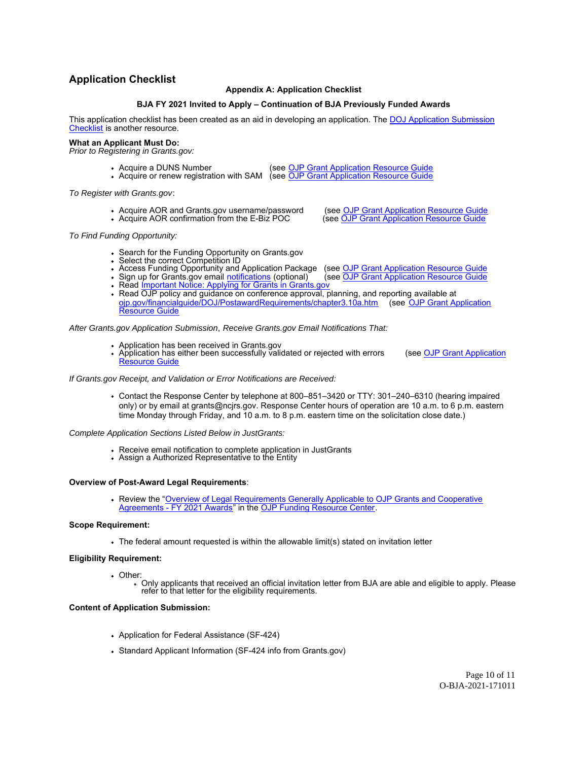## Application Checklist

**Appendix A: Application Checklist**

**BJA FY 2021 Invited to Apply – Continuation of BJA Previously Funded Awards**

This application checklist has been created as an aid in developing an application. The DOJ Application Submission Checklist is another resource.

**What an Applicant Must Do:**
*Prior to Registering in Grants.gov:*

- Acquire a DUNS Number (see OJP Grant Application Resource Guide
- Acquire or renew registration with SAM (see OJP Grant Application Resource Guide

*To Register with Grants.gov*:

- Acquire AOR and Grants.gov username/password (see OJP Grant Application Resource Guide
- Acquire AOR confirmation from the E-Biz POC (see OJP Grant Application Resource Guide

*To Find Funding Opportunity:*

- Search for the Funding Opportunity on Grants.gov
- Select the correct Competition ID
- Access Funding Opportunity and Application Package (see OJP Grant Application Resource Guide
- Sign up for Grants.gov email notifications (optional) (see OJP Grant Application Resource Guide
- Read Important Notice: Applying for Grants in Grants.gov
- Read OJP policy and guidance on conference approval, planning, and reporting available at ojp.gov/financialguide/DOJ/PostawardRequirements/chapter3.10a.htm (see OJP Grant Application Resource Guide

*After Grants.gov Application Submission, Receive Grants.gov Email Notifications That:*

- Application has been received in Grants.gov
- Application has either been successfully validated or rejected with errors (see OJP Grant Application Resource Guide

*If Grants.gov Receipt, and Validation or Error Notifications are Received:*

- Contact the Response Center by telephone at 800–851–3420 or TTY: 301–240–6310 (hearing impaired only) or by email at grants@ncjrs.gov. Response Center hours of operation are 10 a.m. to 6 p.m. eastern time Monday through Friday, and 10 a.m. to 8 p.m. eastern time on the solicitation close date.)

*Complete Application Sections Listed Below in JustGrants:*

- Receive email notification to complete application in JustGrants
- Assign a Authorized Representative to the Entity

**Overview of Post-Award Legal Requirements**:

- Review the "Overview of Legal Requirements Generally Applicable to OJP Grants and Cooperative Agreements - FY 2021 Awards" in the OJP Funding Resource Center.

**Scope Requirement:**

- The federal amount requested is within the allowable limit(s) stated on invitation letter

**Eligibility Requirement:**

- Other:
  - Only applicants that received an official invitation letter from BJA are able and eligible to apply. Please refer to that letter for the eligibility requirements.

**Content of Application Submission:**

- Application for Federal Assistance (SF-424)
- Standard Applicant Information (SF-424 info from Grants.gov)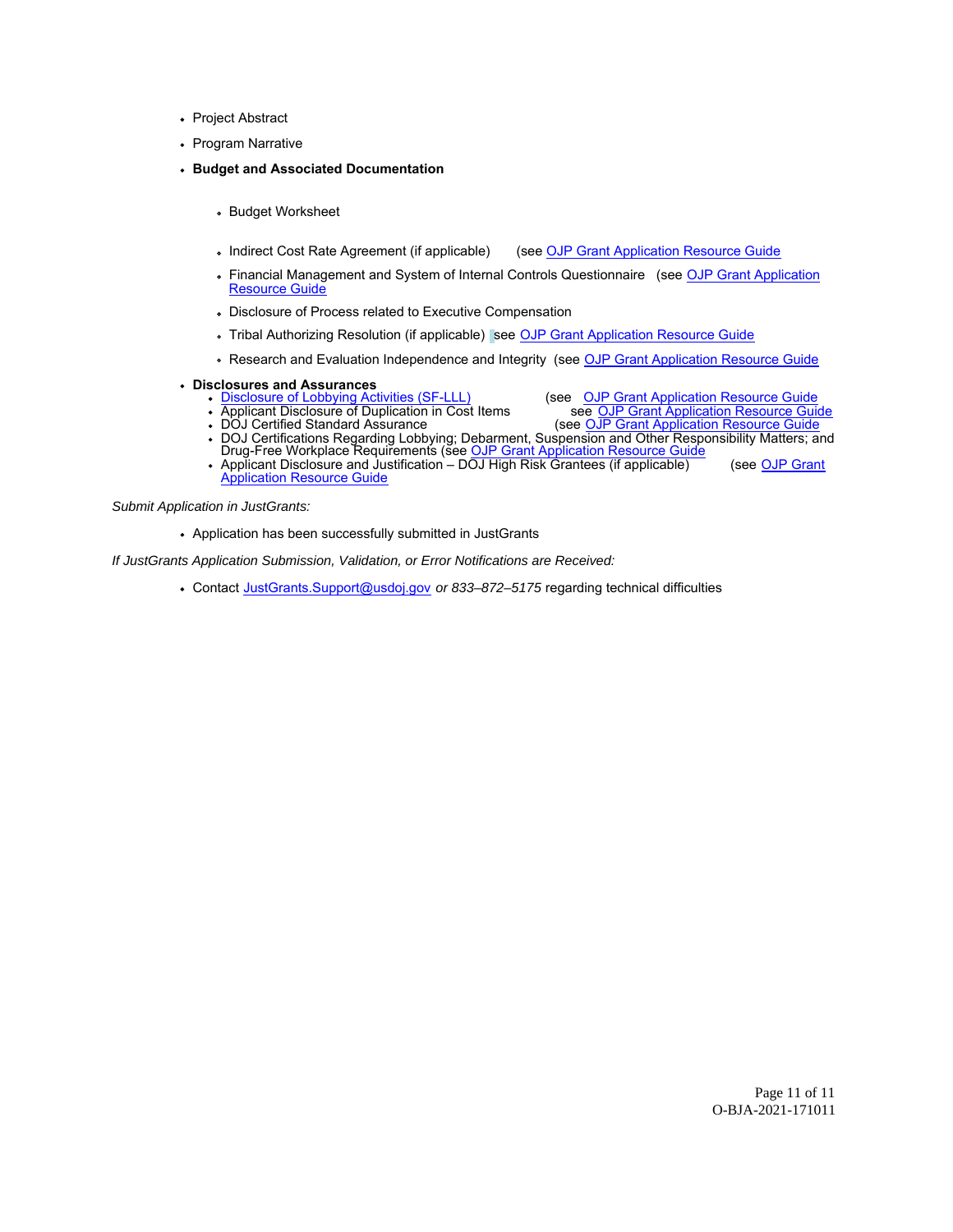- Project Abstract
- Program Narrative
- **Budget and Associated Documentation**
    - Budget Worksheet
    - Indirect Cost Rate Agreement (if applicable) (see OJP Grant Application Resource Guide
    - Financial Management and System of Internal Controls Questionnaire (see OJP Grant Application Resource Guide
    - Disclosure of Process related to Executive Compensation
    - Tribal Authorizing Resolution (if applicable) see OJP Grant Application Resource Guide
    - Research and Evaluation Independence and Integrity (see OJP Grant Application Resource Guide
- **Disclosures and Assurances**
    - Disclosure of Lobbying Activities (SF-LLL) (see OJP Grant Application Resource Guide
    - Applicant Disclosure of Duplication in Cost Items see OJP Grant Application Resource Guide
    - DOJ Certified Standard Assurance (see OJP Grant Application Resource Guide
    - DOJ Certifications Regarding Lobbying; Debarment, Suspension and Other Responsibility Matters; and Drug-Free Workplace Requirements (see OJP Grant Application Resource Guide
    - Applicant Disclosure and Justification – DOJ High Risk Grantees (if applicable) (see OJP Grant Application Resource Guide

*Submit Application in JustGrants:*

- Application has been successfully submitted in JustGrants

*If JustGrants Application Submission, Validation, or Error Notifications are Received:*

- Contact JustGrants.Support@usdoj.gov *or 833–872–5175* regarding technical difficulties